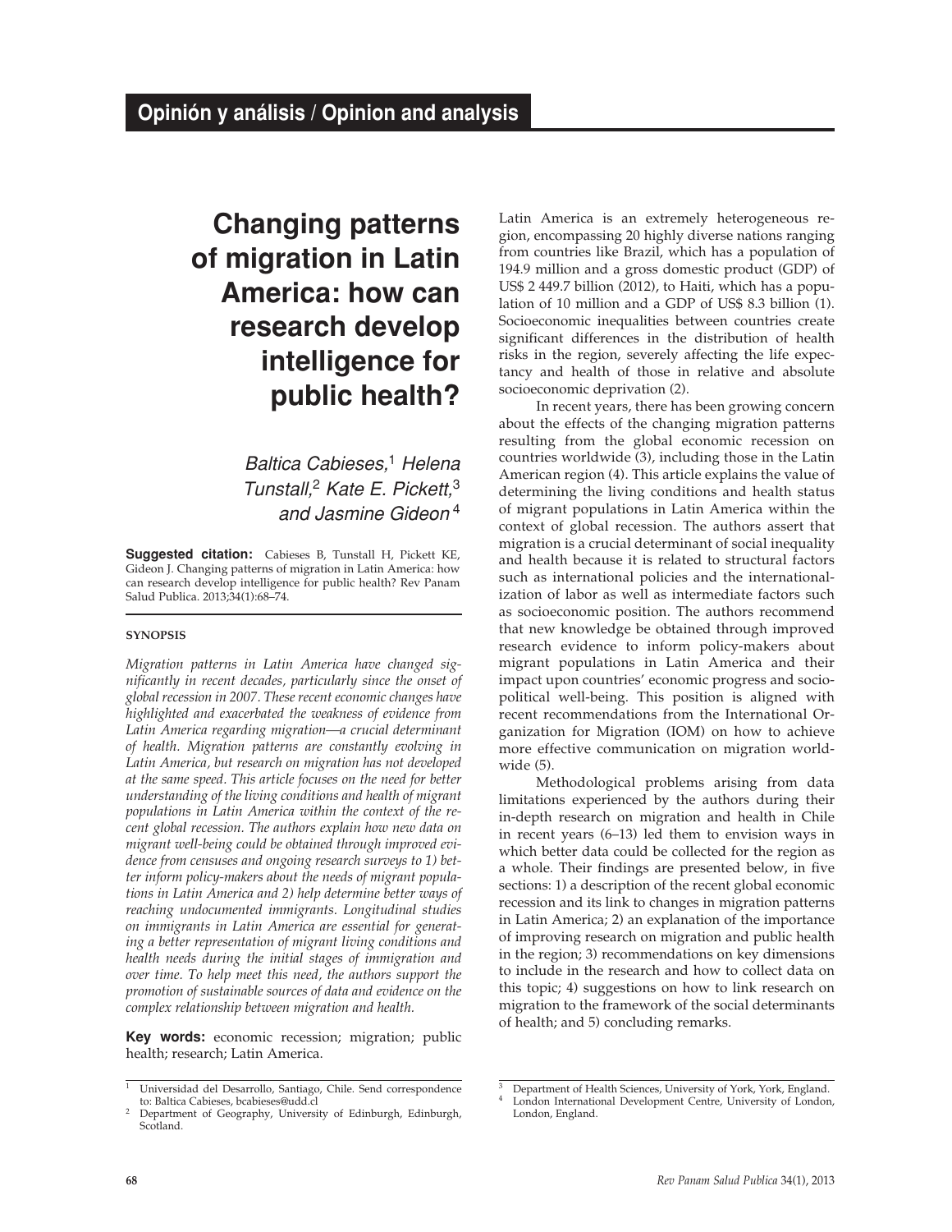## Opinión y análisis / Opinion and analysis

# Changing patterns of migration in Latin America: how can research develop intelligence for public health?

*Baltica Cabieses,*[1] *Helena Tunstall,*[2] *Kate E. Pickett,*[3] *and Jasmine Gideon*[4]

**Suggested citation:** Cabieses B, Tunstall H, Pickett KE, Gideon J. Changing patterns of migration in Latin America: how can research develop intelligence for public health? Rev Panam Salud Publica. 2013;34(1):68–74.

### SYNOPSIS

*Migration patterns in Latin America have changed significantly in recent decades, particularly since the onset of global recession in 2007. These recent economic changes have highlighted and exacerbated the weakness of evidence from Latin America regarding migration—a crucial determinant of health. Migration patterns are constantly evolving in Latin America, but research on migration has not developed at the same speed. This article focuses on the need for better understanding of the living conditions and health of migrant populations in Latin America within the context of the recent global recession. The authors explain how new data on migrant well-being could be obtained through improved evidence from censuses and ongoing research surveys to 1) better inform policy-makers about the needs of migrant populations in Latin America and 2) help determine better ways of reaching undocumented immigrants. Longitudinal studies on immigrants in Latin America are essential for generating a better representation of migrant living conditions and health needs during the initial stages of immigration and over time. To help meet this need, the authors support the promotion of sustainable sources of data and evidence on the complex relationship between migration and health.*

**Key words:** economic recession; migration; public health; research; Latin America.

Latin America is an extremely heterogeneous region, encompassing 20 highly diverse nations ranging from countries like Brazil, which has a population of 194.9 million and a gross domestic product (GDP) of US$ 2 449.7 billion (2012), to Haiti, which has a population of 10 million and a GDP of US$ 8.3 billion (1). Socioeconomic inequalities between countries create significant differences in the distribution of health risks in the region, severely affecting the life expectancy and health of those in relative and absolute socioeconomic deprivation (2).

In recent years, there has been growing concern about the effects of the changing migration patterns resulting from the global economic recession on countries worldwide (3), including those in the Latin American region (4). This article explains the value of determining the living conditions and health status of migrant populations in Latin America within the context of global recession. The authors assert that migration is a crucial determinant of social inequality and health because it is related to structural factors such as international policies and the internationalization of labor as well as intermediate factors such as socioeconomic position. The authors recommend that new knowledge be obtained through improved research evidence to inform policy-makers about migrant populations in Latin America and their impact upon countries' economic progress and sociopolitical well-being. This position is aligned with recent recommendations from the International Organization for Migration (IOM) on how to achieve more effective communication on migration worldwide (5).

Methodological problems arising from data limitations experienced by the authors during their in-depth research on migration and health in Chile in recent years (6–13) led them to envision ways in which better data could be collected for the region as a whole. Their findings are presented below, in five sections: 1) a description of the recent global economic recession and its link to changes in migration patterns in Latin America; 2) an explanation of the importance of improving research on migration and public health in the region; 3) recommendations on key dimensions to include in the research and how to collect data on this topic; 4) suggestions on how to link research on migration to the framework of the social determinants of health; and 5) concluding remarks.

---

[1] Universidad del Desarrollo, Santiago, Chile. Send correspondence to: Baltica Cabieses, bcabieses@udd.cl

[2] Department of Geography, University of Edinburgh, Edinburgh, Scotland.

[3] Department of Health Sciences, University of York, York, England.

[4] London International Development Centre, University of London, London, England.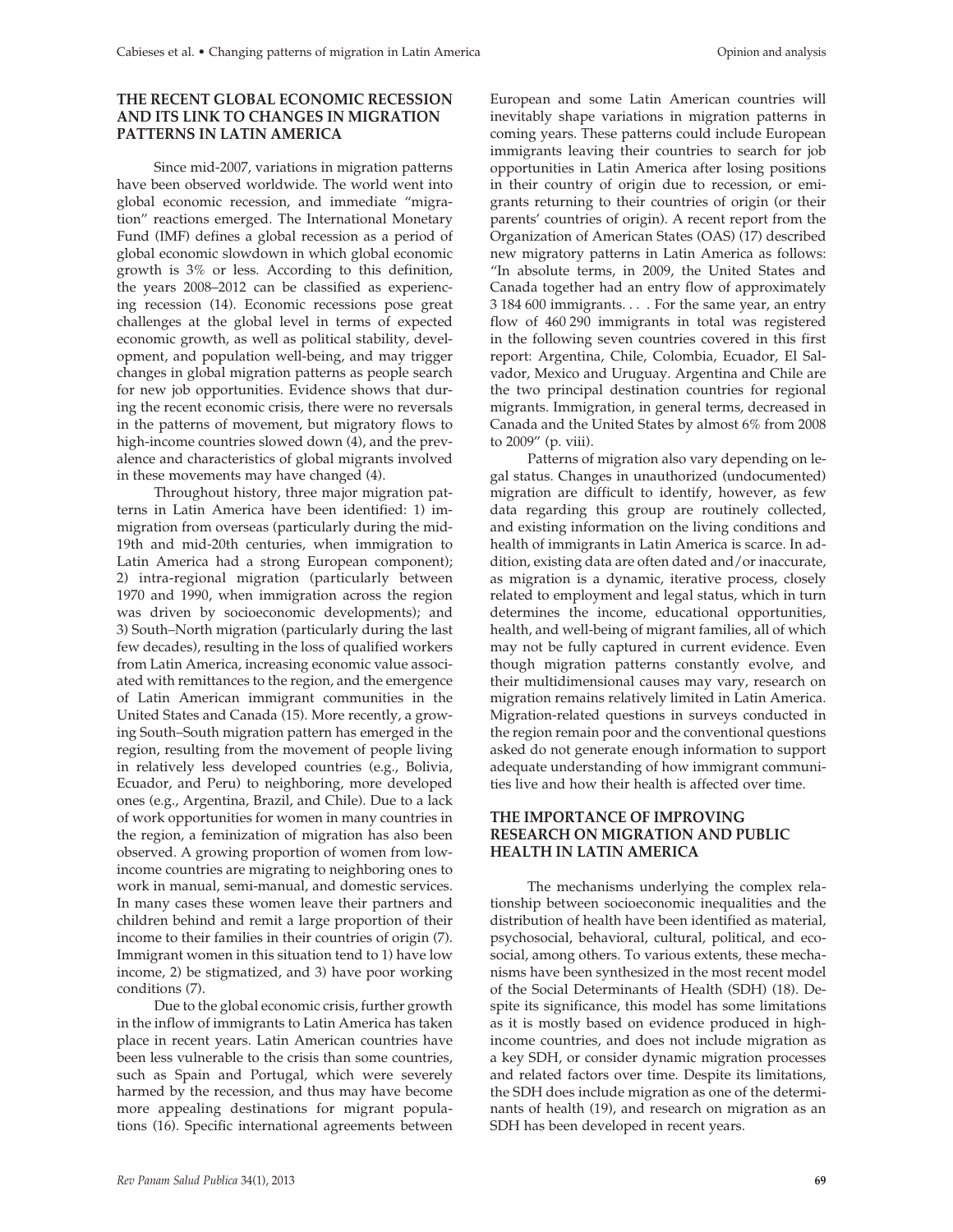## THE RECENT GLOBAL ECONOMIC RECESSION AND ITS LINK TO CHANGES IN MIGRATION PATTERNS IN LATIN AMERICA

Since mid-2007, variations in migration patterns have been observed worldwide. The world went into global economic recession, and immediate "migration" reactions emerged. The International Monetary Fund (IMF) defines a global recession as a period of global economic slowdown in which global economic growth is 3% or less. According to this definition, the years 2008–2012 can be classified as experiencing recession (14). Economic recessions pose great challenges at the global level in terms of expected economic growth, as well as political stability, development, and population well-being, and may trigger changes in global migration patterns as people search for new job opportunities. Evidence shows that during the recent economic crisis, there were no reversals in the patterns of movement, but migratory flows to high-income countries slowed down (4), and the prevalence and characteristics of global migrants involved in these movements may have changed (4).

Throughout history, three major migration patterns in Latin America have been identified: 1) immigration from overseas (particularly during the mid-19th and mid-20th centuries, when immigration to Latin America had a strong European component); 2) intra-regional migration (particularly between 1970 and 1990, when immigration across the region was driven by socioeconomic developments); and 3) South–North migration (particularly during the last few decades), resulting in the loss of qualified workers from Latin America, increasing economic value associated with remittances to the region, and the emergence of Latin American immigrant communities in the United States and Canada (15). More recently, a growing South–South migration pattern has emerged in the region, resulting from the movement of people living in relatively less developed countries (e.g., Bolivia, Ecuador, and Peru) to neighboring, more developed ones (e.g., Argentina, Brazil, and Chile). Due to a lack of work opportunities for women in many countries in the region, a feminization of migration has also been observed. A growing proportion of women from low-income countries are migrating to neighboring ones to work in manual, semi-manual, and domestic services. In many cases these women leave their partners and children behind and remit a large proportion of their income to their families in their countries of origin (7). Immigrant women in this situation tend to 1) have low income, 2) be stigmatized, and 3) have poor working conditions (7).

Due to the global economic crisis, further growth in the inflow of immigrants to Latin America has taken place in recent years. Latin American countries have been less vulnerable to the crisis than some countries, such as Spain and Portugal, which were severely harmed by the recession, and thus may have become more appealing destinations for migrant populations (16). Specific international agreements between European and some Latin American countries will inevitably shape variations in migration patterns in coming years. These patterns could include European immigrants leaving their countries to search for job opportunities in Latin America after losing positions in their country of origin due to recession, or emigrants returning to their countries of origin (or their parents' countries of origin). A recent report from the Organization of American States (OAS) (17) described new migratory patterns in Latin America as follows: "In absolute terms, in 2009, the United States and Canada together had an entry flow of approximately 3 184 600 immigrants. . . . For the same year, an entry flow of 460 290 immigrants in total was registered in the following seven countries covered in this first report: Argentina, Chile, Colombia, Ecuador, El Salvador, Mexico and Uruguay. Argentina and Chile are the two principal destination countries for regional migrants. Immigration, in general terms, decreased in Canada and the United States by almost 6% from 2008 to 2009" (p. viii).

Patterns of migration also vary depending on legal status. Changes in unauthorized (undocumented) migration are difficult to identify, however, as few data regarding this group are routinely collected, and existing information on the living conditions and health of immigrants in Latin America is scarce. In addition, existing data are often dated and/or inaccurate, as migration is a dynamic, iterative process, closely related to employment and legal status, which in turn determines the income, educational opportunities, health, and well-being of migrant families, all of which may not be fully captured in current evidence. Even though migration patterns constantly evolve, and their multidimensional causes may vary, research on migration remains relatively limited in Latin America. Migration-related questions in surveys conducted in the region remain poor and the conventional questions asked do not generate enough information to support adequate understanding of how immigrant communities live and how their health is affected over time.

## THE IMPORTANCE OF IMPROVING RESEARCH ON MIGRATION AND PUBLIC HEALTH IN LATIN AMERICA

The mechanisms underlying the complex relationship between socioeconomic inequalities and the distribution of health have been identified as material, psychosocial, behavioral, cultural, political, and ecosocial, among others. To various extents, these mechanisms have been synthesized in the most recent model of the Social Determinants of Health (SDH) (18). Despite its significance, this model has some limitations as it is mostly based on evidence produced in high-income countries, and does not include migration as a key SDH, or consider dynamic migration processes and related factors over time. Despite its limitations, the SDH does include migration as one of the determinants of health (19), and research on migration as an SDH has been developed in recent years.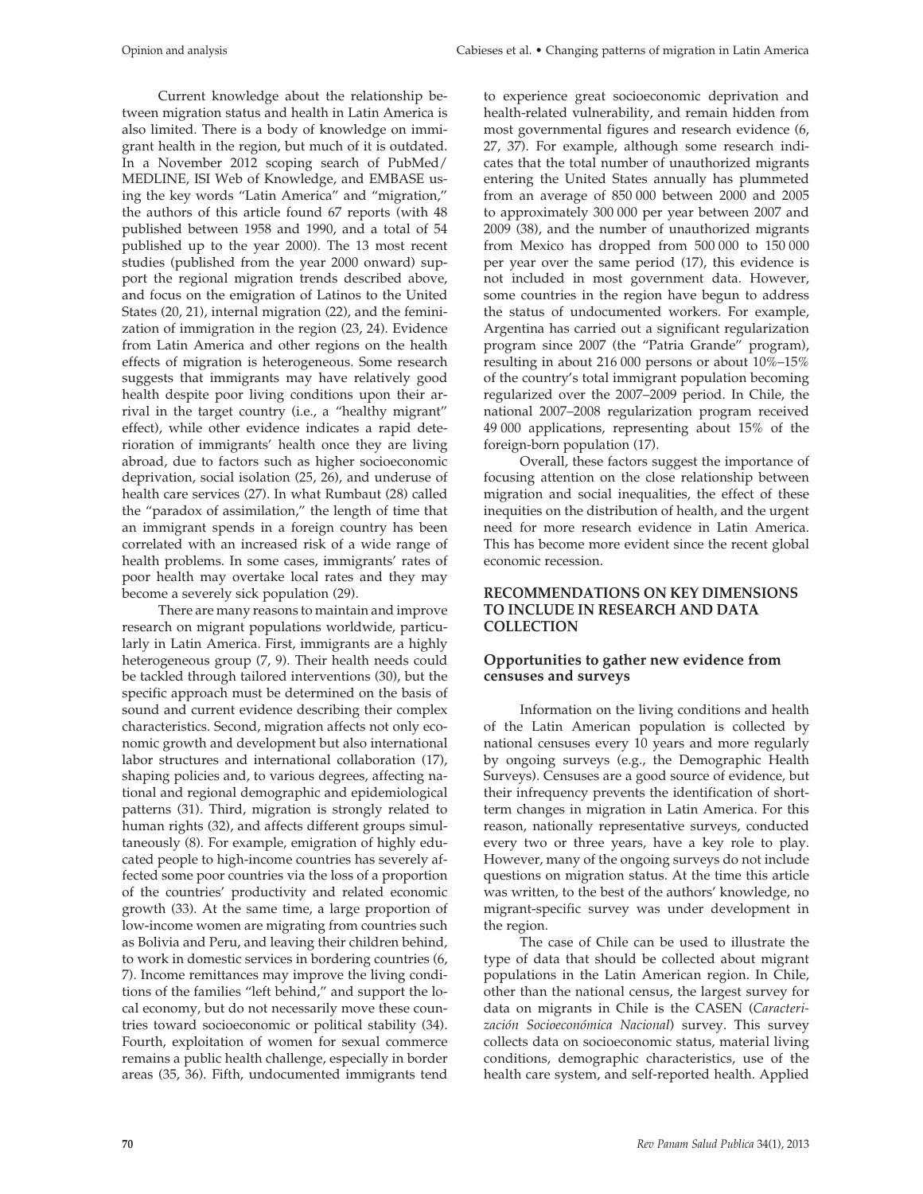Current knowledge about the relationship between migration status and health in Latin America is also limited. There is a body of knowledge on immigrant health in the region, but much of it is outdated. In a November 2012 scoping search of PubMed/MEDLINE, ISI Web of Knowledge, and EMBASE using the key words "Latin America" and "migration," the authors of this article found 67 reports (with 48 published between 1958 and 1990, and a total of 54 published up to the year 2000). The 13 most recent studies (published from the year 2000 onward) support the regional migration trends described above, and focus on the emigration of Latinos to the United States (20, 21), internal migration (22), and the feminization of immigration in the region (23, 24). Evidence from Latin America and other regions on the health effects of migration is heterogeneous. Some research suggests that immigrants may have relatively good health despite poor living conditions upon their arrival in the target country (i.e., a "healthy migrant" effect), while other evidence indicates a rapid deterioration of immigrants' health once they are living abroad, due to factors such as higher socioeconomic deprivation, social isolation (25, 26), and underuse of health care services (27). In what Rumbaut (28) called the "paradox of assimilation," the length of time that an immigrant spends in a foreign country has been correlated with an increased risk of a wide range of health problems. In some cases, immigrants' rates of poor health may overtake local rates and they may become a severely sick population (29).

There are many reasons to maintain and improve research on migrant populations worldwide, particularly in Latin America. First, immigrants are a highly heterogeneous group (7, 9). Their health needs could be tackled through tailored interventions (30), but the specific approach must be determined on the basis of sound and current evidence describing their complex characteristics. Second, migration affects not only economic growth and development but also international labor structures and international collaboration (17), shaping policies and, to various degrees, affecting national and regional demographic and epidemiological patterns (31). Third, migration is strongly related to human rights (32), and affects different groups simultaneously (8). For example, emigration of highly educated people to high-income countries has severely affected some poor countries via the loss of a proportion of the countries' productivity and related economic growth (33). At the same time, a large proportion of low-income women are migrating from countries such as Bolivia and Peru, and leaving their children behind, to work in domestic services in bordering countries (6, 7). Income remittances may improve the living conditions of the families "left behind," and support the local economy, but do not necessarily move these countries toward socioeconomic or political stability (34). Fourth, exploitation of women for sexual commerce remains a public health challenge, especially in border areas (35, 36). Fifth, undocumented immigrants tend to experience great socioeconomic deprivation and health-related vulnerability, and remain hidden from most governmental figures and research evidence (6, 27, 37). For example, although some research indicates that the total number of unauthorized migrants entering the United States annually has plummeted from an average of 850 000 between 2000 and 2005 to approximately 300 000 per year between 2007 and 2009 (38), and the number of unauthorized migrants from Mexico has dropped from 500 000 to 150 000 per year over the same period (17), this evidence is not included in most government data. However, some countries in the region have begun to address the status of undocumented workers. For example, Argentina has carried out a significant regularization program since 2007 (the "Patria Grande" program), resulting in about 216 000 persons or about 10%–15% of the country's total immigrant population becoming regularized over the 2007–2009 period. In Chile, the national 2007–2008 regularization program received 49 000 applications, representing about 15% of the foreign-born population (17).

Overall, these factors suggest the importance of focusing attention on the close relationship between migration and social inequalities, the effect of these inequities on the distribution of health, and the urgent need for more research evidence in Latin America. This has become more evident since the recent global economic recession.

## RECOMMENDATIONS ON KEY DIMENSIONS TO INCLUDE IN RESEARCH AND DATA COLLECTION

### Opportunities to gather new evidence from censuses and surveys

Information on the living conditions and health of the Latin American population is collected by national censuses every 10 years and more regularly by ongoing surveys (e.g., the Demographic Health Surveys). Censuses are a good source of evidence, but their infrequency prevents the identification of short-term changes in migration in Latin America. For this reason, nationally representative surveys, conducted every two or three years, have a key role to play. However, many of the ongoing surveys do not include questions on migration status. At the time this article was written, to the best of the authors' knowledge, no migrant-specific survey was under development in the region.

The case of Chile can be used to illustrate the type of data that should be collected about migrant populations in the Latin American region. In Chile, other than the national census, the largest survey for data on migrants in Chile is the CASEN (*Caracterización Socioeconómica Nacional*) survey. This survey collects data on socioeconomic status, material living conditions, demographic characteristics, use of the health care system, and self-reported health. Applied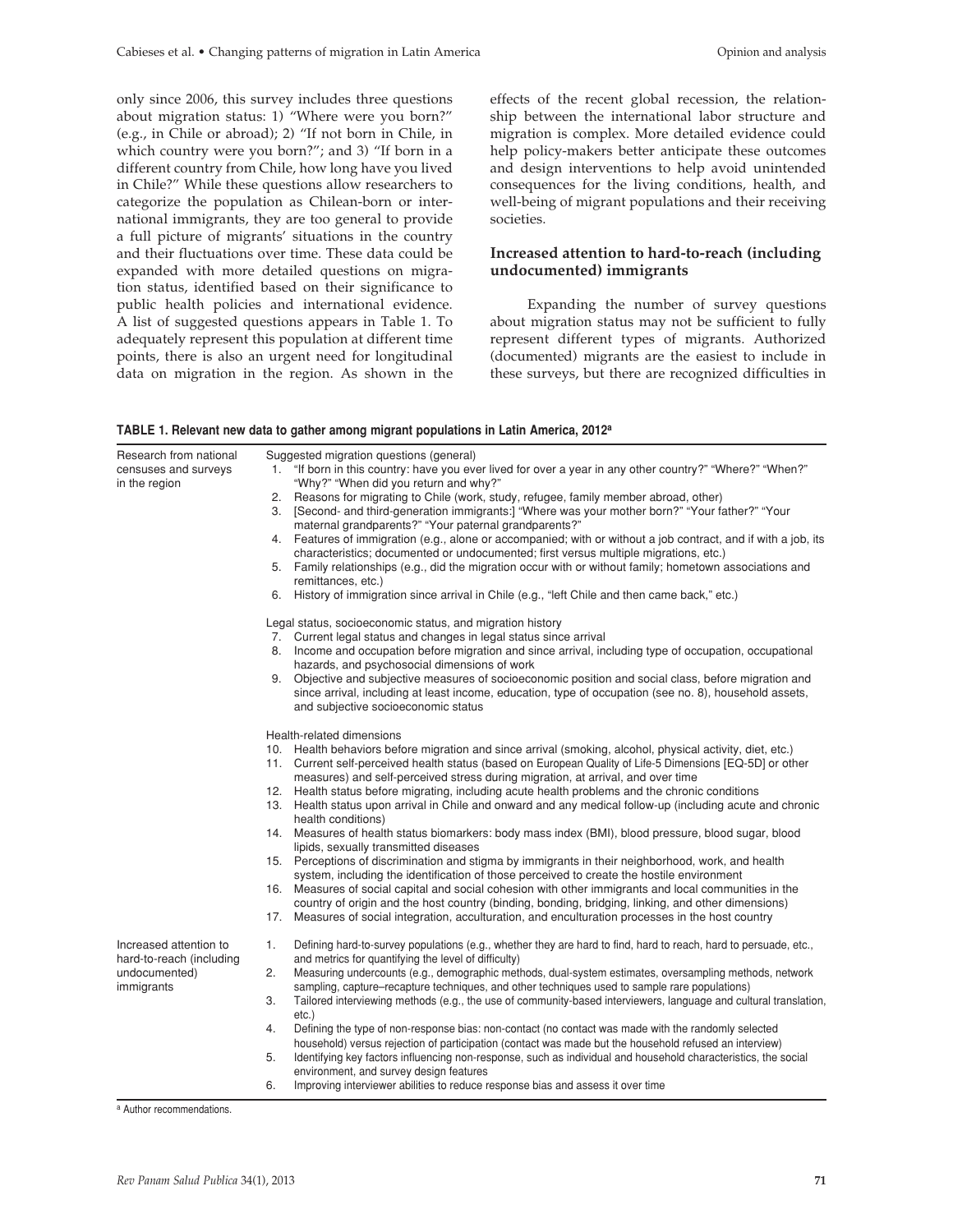only since 2006, this survey includes three questions about migration status: 1) "Where were you born?" (e.g., in Chile or abroad); 2) "If not born in Chile, in which country were you born?"; and 3) "If born in a different country from Chile, how long have you lived in Chile?" While these questions allow researchers to categorize the population as Chilean-born or international immigrants, they are too general to provide a full picture of migrants' situations in the country and their fluctuations over time. These data could be expanded with more detailed questions on migration status, identified based on their significance to public health policies and international evidence. A list of suggested questions appears in Table 1. To adequately represent this population at different time points, there is also an urgent need for longitudinal data on migration in the region. As shown in the effects of the recent global recession, the relationship between the international labor structure and migration is complex. More detailed evidence could help policy-makers better anticipate these outcomes and design interventions to help avoid unintended consequences for the living conditions, health, and well-being of migrant populations and their receiving societies.

### Increased attention to hard-to-reach (including undocumented) immigrants

Expanding the number of survey questions about migration status may not be sufficient to fully represent different types of migrants. Authorized (documented) migrants are the easiest to include in these surveys, but there are recognized difficulties in

**TABLE 1. Relevant new data to gather among migrant populations in Latin America, 2012[a]**

| | |
|---|---|
| Research from national censuses and surveys in the region | Suggested migration questions (general)<br>1. "If born in this country: have you ever lived for over a year in any other country?" "Where?" "When?" "Why?" "When did you return and why?"<br>2. Reasons for migrating to Chile (work, study, refugee, family member abroad, other)<br>3. [Second- and third-generation immigrants:] "Where was your mother born?" "Your father?" "Your maternal grandparents?" "Your paternal grandparents?"<br>4. Features of immigration (e.g., alone or accompanied; with or without a job contract, and if with a job, its characteristics; documented or undocumented; first versus multiple migrations, etc.)<br>5. Family relationships (e.g., did the migration occur with or without family; hometown associations and remittances, etc.)<br>6. History of immigration since arrival in Chile (e.g., "left Chile and then came back," etc.) |
| | Legal status, socioeconomic status, and migration history<br>7. Current legal status and changes in legal status since arrival<br>8. Income and occupation before migration and since arrival, including type of occupation, occupational hazards, and psychosocial dimensions of work<br>9. Objective and subjective measures of socioeconomic position and social class, before migration and since arrival, including at least income, education, type of occupation (see no. 8), household assets, and subjective socioeconomic status |
| | Health-related dimensions<br>10. Health behaviors before migration and since arrival (smoking, alcohol, physical activity, diet, etc.)<br>11. Current self-perceived health status (based on European Quality of Life-5 Dimensions [EQ-5D] or other measures) and self-perceived stress during migration, at arrival, and over time<br>12. Health status before migrating, including acute health problems and the chronic conditions<br>13. Health status upon arrival in Chile and onward and any medical follow-up (including acute and chronic health conditions)<br>14. Measures of health status biomarkers: body mass index (BMI), blood pressure, blood sugar, blood lipids, sexually transmitted diseases<br>15. Perceptions of discrimination and stigma by immigrants in their neighborhood, work, and health system, including the identification of those perceived to create the hostile environment<br>16. Measures of social capital and social cohesion with other immigrants and local communities in the country of origin and the host country (binding, bonding, bridging, linking, and other dimensions)<br>17. Measures of social integration, acculturation, and enculturation processes in the host country |
| Increased attention to hard-to-reach (including undocumented) immigrants | 1. Defining hard-to-survey populations (e.g., whether they are hard to find, hard to reach, hard to persuade, etc., and metrics for quantifying the level of difficulty)<br>2. Measuring undercounts (e.g., demographic methods, dual-system estimates, oversampling methods, network sampling, capture–recapture techniques, and other techniques used to sample rare populations)<br>3. Tailored interviewing methods (e.g., the use of community-based interviewers, language and cultural translation, etc.)<br>4. Defining the type of non-response bias: non-contact (no contact was made with the randomly selected household) versus rejection of participation (contact was made but the household refused an interview)<br>5. Identifying key factors influencing non-response, such as individual and household characteristics, the social environment, and survey design features<br>6. Improving interviewer abilities to reduce response bias and assess it over time |

[a] Author recommendations.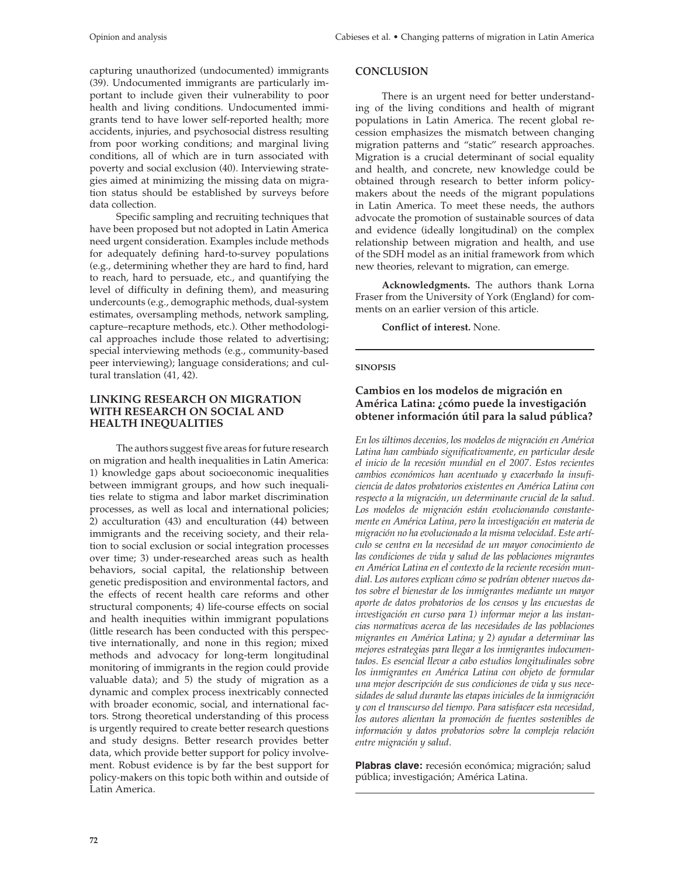capturing unauthorized (undocumented) immigrants (39). Undocumented immigrants are particularly important to include given their vulnerability to poor health and living conditions. Undocumented immigrants tend to have lower self-reported health; more accidents, injuries, and psychosocial distress resulting from poor working conditions; and marginal living conditions, all of which are in turn associated with poverty and social exclusion (40). Interviewing strategies aimed at minimizing the missing data on migration status should be established by surveys before data collection.

Specific sampling and recruiting techniques that have been proposed but not adopted in Latin America need urgent consideration. Examples include methods for adequately defining hard-to-survey populations (e.g., determining whether they are hard to find, hard to reach, hard to persuade, etc., and quantifying the level of difficulty in defining them), and measuring undercounts (e.g., demographic methods, dual-system estimates, oversampling methods, network sampling, capture–recapture methods, etc.). Other methodological approaches include those related to advertising; special interviewing methods (e.g., community-based peer interviewing); language considerations; and cultural translation (41, 42).

## LINKING RESEARCH ON MIGRATION WITH RESEARCH ON SOCIAL AND HEALTH INEQUALITIES

The authors suggest five areas for future research on migration and health inequalities in Latin America: 1) knowledge gaps about socioeconomic inequalities between immigrant groups, and how such inequalities relate to stigma and labor market discrimination processes, as well as local and international policies; 2) acculturation (43) and enculturation (44) between immigrants and the receiving society, and their relation to social exclusion or social integration processes over time; 3) under-researched areas such as health behaviors, social capital, the relationship between genetic predisposition and environmental factors, and the effects of recent health care reforms and other structural components; 4) life-course effects on social and health inequities within immigrant populations (little research has been conducted with this perspective internationally, and none in this region; mixed methods and advocacy for long-term longitudinal monitoring of immigrants in the region could provide valuable data); and 5) the study of migration as a dynamic and complex process inextricably connected with broader economic, social, and international factors. Strong theoretical understanding of this process is urgently required to create better research questions and study designs. Better research provides better data, which provide better support for policy involvement. Robust evidence is by far the best support for policy-makers on this topic both within and outside of Latin America.

## CONCLUSION

There is an urgent need for better understanding of the living conditions and health of migrant populations in Latin America. The recent global recession emphasizes the mismatch between changing migration patterns and "static" research approaches. Migration is a crucial determinant of social equality and health, and concrete, new knowledge could be obtained through research to better inform policymakers about the needs of the migrant populations in Latin America. To meet these needs, the authors advocate the promotion of sustainable sources of data and evidence (ideally longitudinal) on the complex relationship between migration and health, and use of the SDH model as an initial framework from which new theories, relevant to migration, can emerge.

**Acknowledgments.** The authors thank Lorna Fraser from the University of York (England) for comments on an earlier version of this article.

**Conflict of interest.** None.

---

**SINOPSIS**

### Cambios en los modelos de migración en América Latina: ¿cómo puede la investigación obtener información útil para la salud pública?

*En los últimos decenios, los modelos de migración en América Latina han cambiado significativamente, en particular desde el inicio de la recesión mundial en el 2007. Estos recientes cambios económicos han acentuado y exacerbado la insuficiencia de datos probatorios existentes en América Latina con respecto a la migración, un determinante crucial de la salud. Los modelos de migración están evolucionando constantemente en América Latina, pero la investigación en materia de migración no ha evolucionado a la misma velocidad. Este artículo se centra en la necesidad de un mayor conocimiento de las condiciones de vida y salud de las poblaciones migrantes en América Latina en el contexto de la reciente recesión mundial. Los autores explican cómo se podrían obtener nuevos datos sobre el bienestar de los inmigrantes mediante un mayor aporte de datos probatorios de los censos y las encuestas de investigación en curso para 1) informar mejor a las instancias normativas acerca de las necesidades de las poblaciones migrantes en América Latina; y 2) ayudar a determinar las mejores estrategias para llegar a los inmigrantes indocumentados. Es esencial llevar a cabo estudios longitudinales sobre los inmigrantes en América Latina con objeto de formular una mejor descripción de sus condiciones de vida y sus necesidades de salud durante las etapas iniciales de la inmigración y con el transcurso del tiempo. Para satisfacer esta necesidad, los autores alientan la promoción de fuentes sostenibles de información y datos probatorios sobre la compleja relación entre migración y salud.*

**Plabras clave:** recesión económica; migración; salud pública; investigación; América Latina.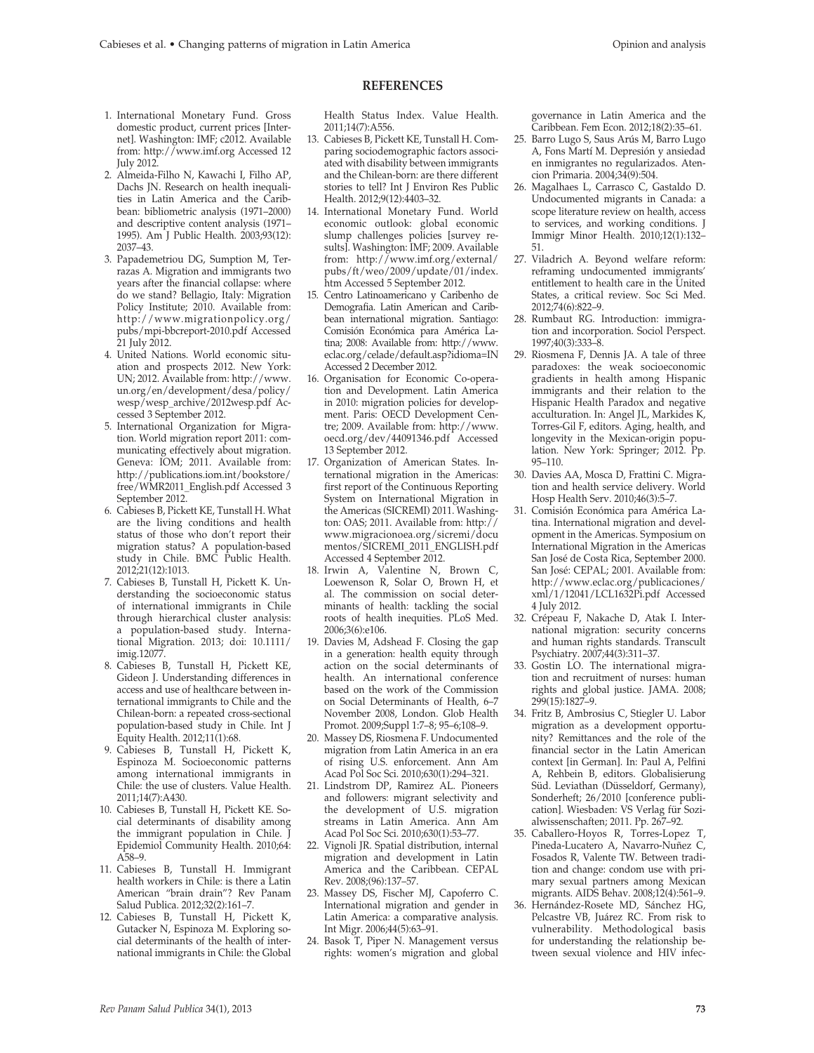## REFERENCES

1. International Monetary Fund. Gross domestic product, current prices [Internet]. Washington: IMF; c2012. Available from: http://www.imf.org Accessed 12 July 2012.
2. Almeida-Filho N, Kawachi I, Filho AP, Dachs JN. Research on health inequalities in Latin America and the Caribbean: bibliometric analysis (1971–2000) and descriptive content analysis (1971–1995). Am J Public Health. 2003;93(12): 2037–43.
3. Papademetriou DG, Sumption M, Terrazas A. Migration and immigrants two years after the financial collapse: where do we stand? Bellagio, Italy: Migration Policy Institute; 2010. Available from: http://www.migrationpolicy.org/pubs/mpi-bbcreport-2010.pdf Accessed 21 July 2012.
4. United Nations. World economic situation and prospects 2012. New York: UN; 2012. Available from: http://www.un.org/en/development/desa/policy/wesp/wesp_archive/2012wesp.pdf Accessed 3 September 2012.
5. International Organization for Migration. World migration report 2011: communicating effectively about migration. Geneva: IOM; 2011. Available from: http://publications.iom.int/bookstore/free/WMR2011_English.pdf Accessed 3 September 2012.
6. Cabieses B, Pickett KE, Tunstall H. What are the living conditions and health status of those who don't report their migration status? A population-based study in Chile. BMC Public Health. 2012;21(12):1013.
7. Cabieses B, Tunstall H, Pickett K. Understanding the socioeconomic status of international immigrants in Chile through hierarchical cluster analysis: a population-based study. International Migration. 2013; doi: 10.1111/imig.12077.
8. Cabieses B, Tunstall H, Pickett KE, Gideon J. Understanding differences in access and use of healthcare between international immigrants to Chile and the Chilean-born: a repeated cross-sectional population-based study in Chile. Int J Equity Health. 2012;11(1):68.
9. Cabieses B, Tunstall H, Pickett K, Espinoza M. Socioeconomic patterns among international immigrants in Chile: the use of clusters. Value Health. 2011;14(7):A430.
10. Cabieses B, Tunstall H, Pickett KE. Social determinants of disability among the immigrant population in Chile. J Epidemiol Community Health. 2010;64: A58–9.
11. Cabieses B, Tunstall H. Immigrant health workers in Chile: is there a Latin American "brain drain"? Rev Panam Salud Publica. 2012;32(2):161–7.
12. Cabieses B, Tunstall H, Pickett K, Gutacker N, Espinoza M. Exploring social determinants of the health of international immigrants in Chile: the Global Health Status Index. Value Health. 2011;14(7):A556.
13. Cabieses B, Pickett KE, Tunstall H. Comparing sociodemographic factors associated with disability between immigrants and the Chilean-born: are there different stories to tell? Int J Environ Res Public Health. 2012;9(12):4403–32.
14. International Monetary Fund. World economic outlook: global economic slump challenges policies [survey results]. Washington: IMF; 2009. Available from: http://www.imf.org/external/pubs/ft/weo/2009/update/01/index.htm Accessed 5 September 2012.
15. Centro Latinoamericano y Caribenho de Demografia. Latin American and Caribbean international migration. Santiago: Comisión Económica para América Latina; 2008: Available from: http://www.eclac.org/celade/default.asp?idioma=IN Accessed 2 December 2012.
16. Organisation for Economic Co-operation and Development. Latin America in 2010: migration policies for development. Paris: OECD Development Centre; 2009. Available from: http://www.oecd.org/dev/44091346.pdf Accessed 13 September 2012.
17. Organization of American States. International migration in the Americas: first report of the Continuous Reporting System on International Migration in the Americas (SICREMI) 2011. Washington: OAS; 2011. Available from: http://www.migracionoea.org/sicremi/documentos/SICREMI_2011_ENGLISH.pdf Accessed 4 September 2012.
18. Irwin A, Valentine N, Brown C, Loewenson R, Solar O, Brown H, et al. The commission on social determinants of health: tackling the social roots of health inequities. PLoS Med. 2006;3(6):e106.
19. Davies M, Adshead F. Closing the gap in a generation: health equity through action on the social determinants of health. An international conference based on the work of the Commission on Social Determinants of Health, 6–7 November 2008, London. Glob Health Promot. 2009;Suppl 1:7–8; 95–6;108–9.
20. Massey DS, Riosmena F. Undocumented migration from Latin America in an era of rising U.S. enforcement. Ann Am Acad Pol Soc Sci. 2010;630(1):294–321.
21. Lindstrom DP, Ramirez AL. Pioneers and followers: migrant selectivity and the development of U.S. migration streams in Latin America. Ann Am Acad Pol Soc Sci. 2010;630(1):53–77.
22. Vignoli JR. Spatial distribution, internal migration and development in Latin America and the Caribbean. CEPAL Rev. 2008;(96):137–57.
23. Massey DS, Fischer MJ, Capoferro C. International migration and gender in Latin America: a comparative analysis. Int Migr. 2006;44(5):63–91.
24. Basok T, Piper N. Management versus rights: women's migration and global governance in Latin America and the Caribbean. Fem Econ. 2012;18(2):35–61.
25. Barro Lugo S, Saus Arús M, Barro Lugo A, Fons Martí M. Depresión y ansiedad en inmigrantes no regularizados. Atencion Primaria. 2004;34(9):504.
26. Magalhaes L, Carrasco C, Gastaldo D. Undocumented migrants in Canada: a scope literature review on health, access to services, and working conditions. J Immigr Minor Health. 2010;12(1):132–51.
27. Viladrich A. Beyond welfare reform: reframing undocumented immigrants' entitlement to health care in the United States, a critical review. Soc Sci Med. 2012;74(6):822–9.
28. Rumbaut RG. Introduction: immigration and incorporation. Sociol Perspect. 1997;40(3):333–8.
29. Riosmena F, Dennis JA. A tale of three paradoxes: the weak socioeconomic gradients in health among Hispanic immigrants and their relation to the Hispanic Health Paradox and negative acculturation. In: Angel JL, Markides K, Torres-Gil F, editors. Aging, health, and longevity in the Mexican-origin population. New York: Springer; 2012. Pp. 95–110.
30. Davies AA, Mosca D, Frattini C. Migration and health service delivery. World Hosp Health Serv. 2010;46(3):5–7.
31. Comisión Económica para América Latina. International migration and development in the Americas. Symposium on International Migration in the Americas San José de Costa Rica, September 2000. San José: CEPAL; 2001. Available from: http://www.eclac.org/publicaciones/xml/1/12041/LCL1632Pi.pdf Accessed 4 July 2012.
32. Crépeau F, Nakache D, Atak I. International migration: security concerns and human rights standards. Transcult Psychiatry. 2007;44(3):311–37.
33. Gostin LO. The international migration and recruitment of nurses: human rights and global justice. JAMA. 2008; 299(15):1827–9.
34. Fritz B, Ambrosius C, Stiegler U. Labor migration as a development opportunity? Remittances and the role of the financial sector in the Latin American context [in German]. In: Paul A, Pelfini A, Rehbein B, editors. Globalisierung Süd. Leviathan (Düsseldorf, Germany), Sonderheft; 26/2010 [conference publication]. Wiesbaden: VS Verlag für Sozialwissenschaften; 2011. Pp. 267–92.
35. Caballero-Hoyos R, Torres-Lopez T, Pineda-Lucatero A, Navarro-Nuñez C, Fosados R, Valente TW. Between tradition and change: condom use with primary sexual partners among Mexican migrants. AIDS Behav. 2008;12(4):561–9.
36. Hernández-Rosete MD, Sánchez HG, Pelcastre VB, Juárez RC. From risk to vulnerability. Methodological basis for understanding the relationship between sexual violence and HIV infec-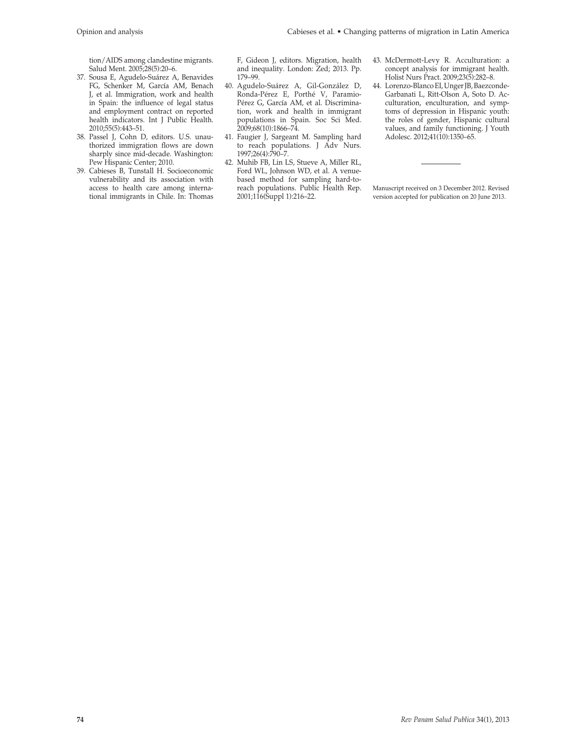tion/AIDS among clandestine migrants. Salud Ment. 2005;28(5):20–6.

37. Sousa E, Agudelo-Suárez A, Benavides FG, Schenker M, García AM, Benach J, et al. Immigration, work and health in Spain: the influence of legal status and employment contract on reported health indicators. Int J Public Health. 2010;55(5):443–51.
38. Passel J, Cohn D, editors. U.S. unauthorized immigration flows are down sharply since mid-decade. Washington: Pew Hispanic Center; 2010.
39. Cabieses B, Tunstall H. Socioeconomic vulnerability and its association with access to health care among international immigrants in Chile. In: Thomas F, Gideon J, editors. Migration, health and inequality. London: Zed; 2013. Pp. 179–99.
40. Agudelo-Suárez A, Gil-González D, Ronda-Pérez E, Porthé V, Paramio-Pérez G, García AM, et al. Discrimination, work and health in immigrant populations in Spain. Soc Sci Med. 2009;68(10):1866–74.
41. Faugier J, Sargeant M. Sampling hard to reach populations. J Adv Nurs. 1997;26(4):790–7.
42. Muhib FB, Lin LS, Stueve A, Miller RL, Ford WL, Johnson WD, et al. A venue-based method for sampling hard-to-reach populations. Public Health Rep. 2001;116(Suppl 1):216–22.
43. McDermott-Levy R. Acculturation: a concept analysis for immigrant health. Holist Nurs Pract. 2009;23(5):282–8.
44. Lorenzo-Blanco EI, Unger JB, Baezconde-Garbanati L, Ritt-Olson A, Soto D. Acculturation, enculturation, and symptoms of depression in Hispanic youth: the roles of gender, Hispanic cultural values, and family functioning. J Youth Adolesc. 2012;41(10):1350–65.

---

Manuscript received on 3 December 2012. Revised version accepted for publication on 20 June 2013.